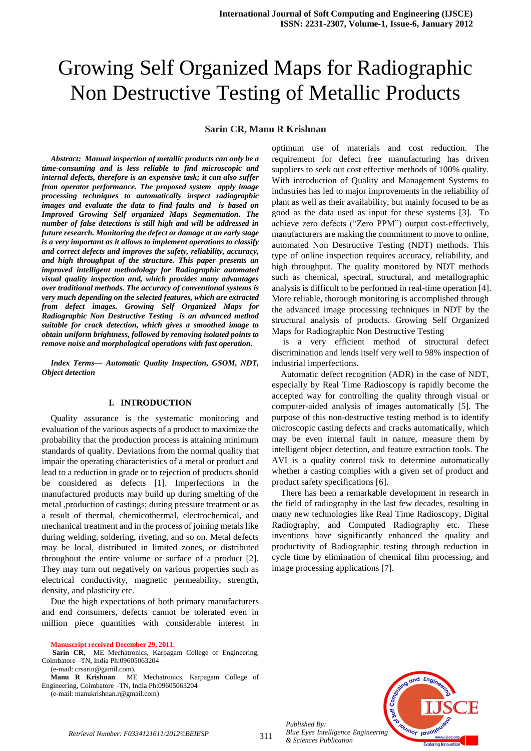# Growing Self Organized Maps for Radiographic Non Destructive Testing of Metallic Products

**Sarin CR, Manu R Krishnan**

***Abstract:** Manual inspection of metallic products can only be a time-consuming and is less reliable to find microscopic and internal defects, therefore is an expensive task; it can also suffer from operator performance. The proposed system apply image processing techniques to automatically inspect radiographic images and evaluate the data to find faults and is based on Improved Growing Self organized Maps Segmentation. The number of false detections is still high and will be addressed in future research. Monitoring the defect or damage at an early stage is a very important as it allows to implement operations to classify and correct defects and improves the safety, reliability, accuracy, and high throughput of the structure. This paper presents an improved intelligent methodology for Radiographic automated visual quality inspection and, which provides many advantages over traditional methods. The accuracy of conventional systems is very much depending on the selected features, which are extracted from defect images. Growing Self Organized Maps for Radiographic Non Destructive Testing is an advanced method suitable for crack detection, which gives a smoothed image to obtain uniform brightness, followed by removing isolated points to remove noise and morphological operations with fast operation.*

***Index Terms**— Automatic Quality Inspection, GSOM, NDT, Object detection*

## I. INTRODUCTION

Quality assurance is the systematic monitoring and evaluation of the various aspects of a product to maximize the probability that the production process is attaining minimum standards of quality. Deviations from the normal quality that impair the operating characteristics of a metal or product and lead to a reduction in grade or to rejection of products should be considered as defects [1]. Imperfections in the manufactured products may build up during smelting of the metal ,production of castings; during pressure treatment or as a result of thermal, chemicothermal, electrochemical, and mechanical treatment and in the process of joining metals like during welding, soldering, riveting, and so on. Metal defects may be local, distributed in limited zones, or distributed throughout the entire volume or surface of a product [2]. They may turn out negatively on various properties such as electrical conductivity, magnetic permeability, strength, density, and plasticity etc.

Due the high expectations of both primary manufacturers and end consumers, defects cannot be tolerated even in million piece quantities with considerable interest in optimum use of materials and cost reduction. The requirement for defect free manufacturing has driven suppliers to seek out cost effective methods of 100% quality. With introduction of Quality and Management Systems to industries has led to major improvements in the reliability of plant as well as their availability, but mainly focused to be as good as the data used as input for these systems [3]. To achieve zero defects ("Zero PPM") output cost-effectively, manufacturers are making the commitment to move to online, automated Non Destructive Testing (NDT) methods. This type of online inspection requires accuracy, reliability, and high throughput. The quality monitored by NDT methods such as chemical, spectral, structural, and metallographic analysis is difficult to be performed in real-time operation [4]. More reliable, thorough monitoring is accomplished through the advanced image processing techniques in NDT by the structural analysis of products. Growing Self Organized Maps for Radiographic Non Destructive Testing is a very efficient method of structural defect discrimination and lends itself very well to 98% inspection of industrial imperfections.

Automatic defect recognition (ADR) in the case of NDT, especially by Real Time Radioscopy is rapidly become the accepted way for controlling the quality through visual or computer-aided analysis of images automatically [5]. The purpose of this non-destructive testing method is to identify microscopic casting defects and cracks automatically, which may be even internal fault in nature, measure them by intelligent object detection, and feature extraction tools. The AVI is a quality control task to determine automatically whether a casting complies with a given set of product and product safety specifications [6].

There has been a remarkable development in research in the field of radiography in the last few decades, resulting in many new technologies like Real Time Radioscopy, Digital Radiography, and Computed Radiography etc. These inventions have significantly enhanced the quality and productivity of Radiographic testing through reduction in cycle time by elimination of chemical film processing, and image processing applications [7].

**Manuscript received December 29, 2011.**

**Sarin CR**, ME Mechatronics, Karpagam College of Engineering, Coimbatore –TN, India Ph:09605063204
(e-mail: crsarin@gamil.com).

**Manu R Krishnan** ME Mechatronics, Karpagam College of Engineering, Coimbatore –TN, India Ph:09605063204
(e-mail: manukrishnan.r@gmail.com)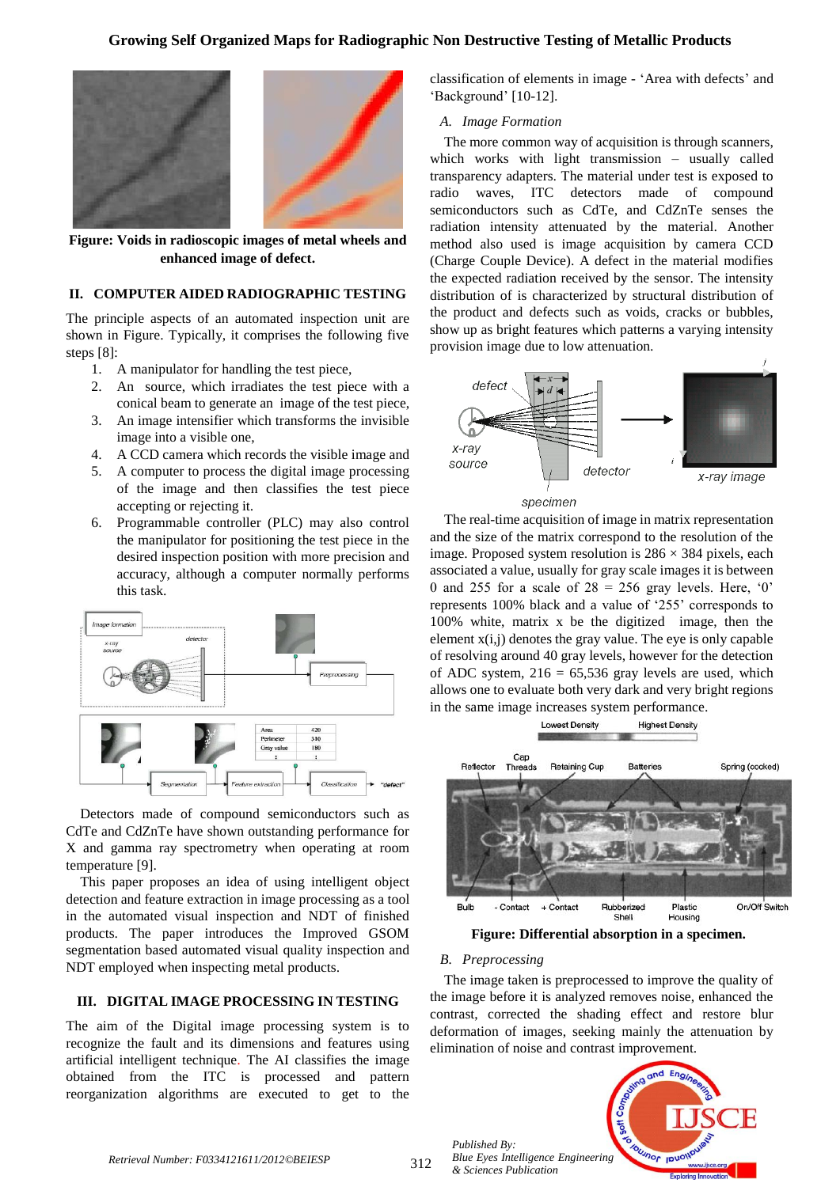Figure: Voids in radioscopic images of metal wheels and enhanced image of defect.

## II. COMPUTER AIDED RADIOGRAPHIC TESTING

The principle aspects of an automated inspection unit are shown in Figure. Typically, it comprises the following five steps [8]:

1. A manipulator for handling the test piece,
2. An source, which irradiates the test piece with a conical beam to generate an image of the test piece,
3. An image intensifier which transforms the invisible image into a visible one,
4. A CCD camera which records the visible image and
5. A computer to process the digital image processing of the image and then classifies the test piece accepting or rejecting it.
6. Programmable controller (PLC) may also control the manipulator for positioning the test piece in the desired inspection position with more precision and accuracy, although a computer normally performs this task.

Detectors made of compound semiconductors such as CdTe and CdZnTe have shown outstanding performance for X and gamma ray spectrometry when operating at room temperature [9].

This paper proposes an idea of using intelligent object detection and feature extraction in image processing as a tool in the automated visual inspection and NDT of finished products. The paper introduces the Improved GSOM segmentation based automated visual quality inspection and NDT employed when inspecting metal products.

## III. DIGITAL IMAGE PROCESSING IN TESTING

The aim of the Digital image processing system is to recognize the fault and its dimensions and features using artificial intelligent technique. The AI classifies the image obtained from the ITC is processed and pattern reorganization algorithms are executed to get to the classification of elements in image - 'Area with defects' and 'Background' [10-12].

### A. Image Formation

The more common way of acquisition is through scanners, which works with light transmission – usually called transparency adapters. The material under test is exposed to radio waves, ITC detectors made of compound semiconductors such as CdTe, and CdZnTe senses the radiation intensity attenuated by the material. Another method also used is image acquisition by camera CCD (Charge Couple Device). A defect in the material modifies the expected radiation received by the sensor. The intensity distribution of is characterized by structural distribution of the product and defects such as voids, cracks or bubbles, show up as bright features which patterns a varying intensity provision image due to low attenuation.

The real-time acquisition of image in matrix representation and the size of the matrix correspond to the resolution of the image. Proposed system resolution is 286 × 384 pixels, each associated a value, usually for gray scale images it is between 0 and 255 for a scale of 28 = 256 gray levels. Here, '0' represents 100% black and a value of '255' corresponds to 100% white, matrix x be the digitized image, then the element x(i,j) denotes the gray value. The eye is only capable of resolving around 40 gray levels, however for the detection of ADC system, 216 = 65,536 gray levels are used, which allows one to evaluate both very dark and very bright regions in the same image increases system performance.

Figure: Differential absorption in a specimen.

### B. Preprocessing

The image taken is preprocessed to improve the quality of the image before it is analyzed removes noise, enhanced the contrast, corrected the shading effect and restore blur deformation of images, seeking mainly the attenuation by elimination of noise and contrast improvement.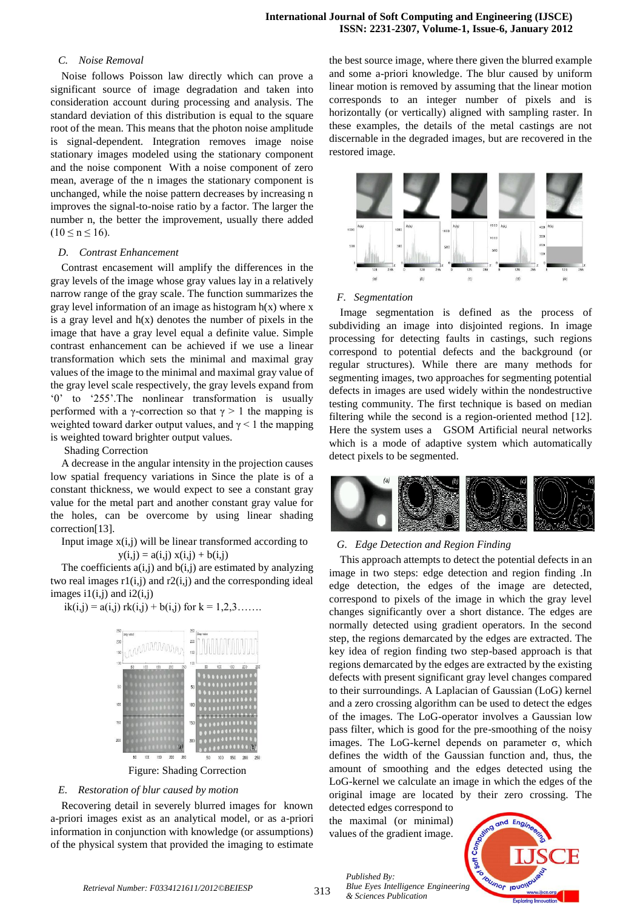### C. Noise Removal

Noise follows Poisson law directly which can prove a significant source of image degradation and taken into consideration account during processing and analysis. The standard deviation of this distribution is equal to the square root of the mean. This means that the photon noise amplitude is signal-dependent. Integration removes image noise stationary images modeled using the stationary component and the noise component With a noise component of zero mean, average of the n images the stationary component is unchanged, while the noise pattern decreases by increasing n improves the signal-to-noise ratio by a factor. The larger the number n, the better the improvement, usually there added ($10 \leq n \leq 16$).

### D. Contrast Enhancement

Contrast encasement will amplify the differences in the gray levels of the image whose gray values lay in a relatively narrow range of the gray scale. The function summarizes the gray level information of an image as histogram h(x) where x is a gray level and h(x) denotes the number of pixels in the image that have a gray level equal a definite value. Simple contrast enhancement can be achieved if we use a linear transformation which sets the minimal and maximal gray values of the image to the minimal and maximal gray value of the gray level scale respectively, the gray levels expand from '0' to '255'.The nonlinear transformation is usually performed with a γ-correction so that $\gamma > 1$ the mapping is weighted toward darker output values, and $\gamma < 1$ the mapping is weighted toward brighter output values.

Shading Correction

A decrease in the angular intensity in the projection causes low spatial frequency variations in Since the plate is of a constant thickness, we would expect to see a constant gray value for the metal part and another constant gray value for the holes, can be overcome by using linear shading correction[13].

Input image x(i,j) will be linear transformed according to

$$y(i,j) = a(i,j)\, x(i,j) + b(i,j)$$

The coefficients a(i,j) and b(i,j) are estimated by analyzing two real images r1(i,j) and r2(i,j) and the corresponding ideal images i1(i,j) and i2(i,j)

$$ik(i,j) = a(i,j)\, rk(i,j) + b(i,j) \text{ for } k = 1,2,3\ldots\ldots$$

Figure: Shading Correction

### E. Restoration of blur caused by motion

Recovering detail in severely blurred images for known a-priori images exist as an analytical model, or as a-priori information in conjunction with knowledge (or assumptions) of the physical system that provided the imaging to estimate the best source image, where there given the blurred example and some a-priori knowledge. The blur caused by uniform linear motion is removed by assuming that the linear motion corresponds to an integer number of pixels and is horizontally (or vertically) aligned with sampling raster. In these examples, the details of the metal castings are not discernable in the degraded images, but are recovered in the restored image.

### F. Segmentation

Image segmentation is defined as the process of subdividing an image into disjointed regions. In image processing for detecting faults in castings, such regions correspond to potential defects and the background (or regular structures). While there are many methods for segmenting images, two approaches for segmenting potential defects in images are used widely within the nondestructive testing community. The first technique is based on median filtering while the second is a region-oriented method [12]. Here the system uses a GSOM Artificial neural networks which is a mode of adaptive system which automatically detect pixels to be segmented.

### G. Edge Detection and Region Finding

This approach attempts to detect the potential defects in an image in two steps: edge detection and region finding .In edge detection, the edges of the image are detected, correspond to pixels of the image in which the gray level changes significantly over a short distance. The edges are normally detected using gradient operators. In the second step, the regions demarcated by the edges are extracted. The key idea of region finding two step-based approach is that regions demarcated by the edges are extracted by the existing defects with present significant gray level changes compared to their surroundings. A Laplacian of Gaussian (LoG) kernel and a zero crossing algorithm can be used to detect the edges of the images. The LoG-operator involves a Gaussian low pass filter, which is good for the pre-smoothing of the noisy images. The LoG-kernel depends on parameter σ, which defines the width of the Gaussian function and, thus, the amount of smoothing and the edges detected using the LoG-kernel we calculate an image in which the edges of the original image are located by their zero crossing. The detected edges correspond to the maximal (or minimal) values of the gradient image.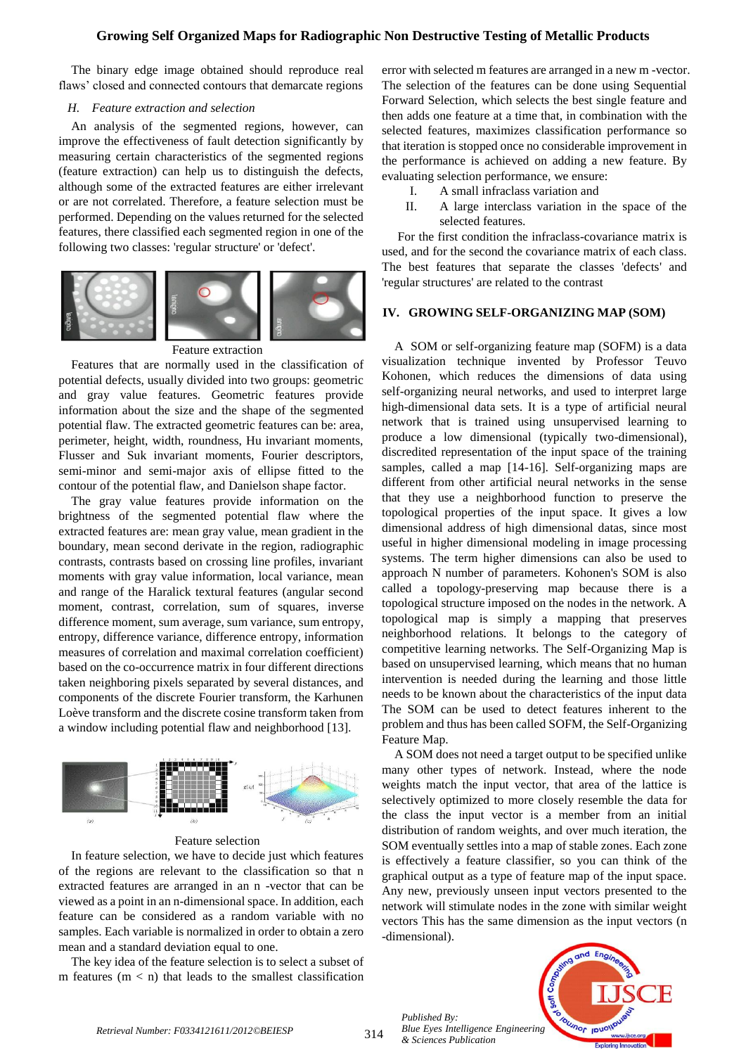The binary edge image obtained should reproduce real flaws' closed and connected contours that demarcate regions

### *H. Feature extraction and selection*

An analysis of the segmented regions, however, can improve the effectiveness of fault detection significantly by measuring certain characteristics of the segmented regions (feature extraction) can help us to distinguish the defects, although some of the extracted features are either irrelevant or are not correlated. Therefore, a feature selection must be performed. Depending on the values returned for the selected features, there classified each segmented region in one of the following two classes: 'regular structure' or 'defect'.

Feature extraction

Features that are normally used in the classification of potential defects, usually divided into two groups: geometric and gray value features. Geometric features provide information about the size and the shape of the segmented potential flaw. The extracted geometric features can be: area, perimeter, height, width, roundness, Hu invariant moments, Flusser and Suk invariant moments, Fourier descriptors, semi-minor and semi-major axis of ellipse fitted to the contour of the potential flaw, and Danielson shape factor.

The gray value features provide information on the brightness of the segmented potential flaw where the extracted features are: mean gray value, mean gradient in the boundary, mean second derivate in the region, radiographic contrasts, contrasts based on crossing line profiles, invariant moments with gray value information, local variance, mean and range of the Haralick textural features (angular second moment, contrast, correlation, sum of squares, inverse difference moment, sum average, sum variance, sum entropy, entropy, difference variance, difference entropy, information measures of correlation and maximal correlation coefficient) based on the co-occurrence matrix in four different directions taken neighboring pixels separated by several distances, and components of the discrete Fourier transform, the Karhunen Loève transform and the discrete cosine transform taken from a window including potential flaw and neighborhood [13].

Feature selection

In feature selection, we have to decide just which features of the regions are relevant to the classification so that n extracted features are arranged in an n -vector that can be viewed as a point in an n-dimensional space. In addition, each feature can be considered as a random variable with no samples. Each variable is normalized in order to obtain a zero mean and a standard deviation equal to one.

The key idea of the feature selection is to select a subset of m features (m < n) that leads to the smallest classification error with selected m features are arranged in a new m -vector. The selection of the features can be done using Sequential Forward Selection, which selects the best single feature and then adds one feature at a time that, in combination with the selected features, maximizes classification performance so that iteration is stopped once no considerable improvement in the performance is achieved on adding a new feature. By evaluating selection performance, we ensure:

I. A small infraclass variation and
II. A large interclass variation in the space of the selected features.

For the first condition the infraclass-covariance matrix is used, and for the second the covariance matrix of each class. The best features that separate the classes 'defects' and 'regular structures' are related to the contrast

## IV. GROWING SELF-ORGANIZING MAP (SOM)

A SOM or self-organizing feature map (SOFM) is a data visualization technique invented by Professor Teuvo Kohonen, which reduces the dimensions of data using self-organizing neural networks, and used to interpret large high-dimensional data sets. It is a type of artificial neural network that is trained using unsupervised learning to produce a low dimensional (typically two-dimensional), discredited representation of the input space of the training samples, called a map [14-16]. Self-organizing maps are different from other artificial neural networks in the sense that they use a neighborhood function to preserve the topological properties of the input space. It gives a low dimensional address of high dimensional datas, since most useful in higher dimensional modeling in image processing systems. The term higher dimensions can also be used to approach N number of parameters. Kohonen's SOM is also called a topology-preserving map because there is a topological structure imposed on the nodes in the network. A topological map is simply a mapping that preserves neighborhood relations. It belongs to the category of competitive learning networks. The Self-Organizing Map is based on unsupervised learning, which means that no human intervention is needed during the learning and those little needs to be known about the characteristics of the input data The SOM can be used to detect features inherent to the problem and thus has been called SOFM, the Self-Organizing Feature Map.

A SOM does not need a target output to be specified unlike many other types of network. Instead, where the node weights match the input vector, that area of the lattice is selectively optimized to more closely resemble the data for the class the input vector is a member from an initial distribution of random weights, and over much iteration, the SOM eventually settles into a map of stable zones. Each zone is effectively a feature classifier, so you can think of the graphical output as a type of feature map of the input space. Any new, previously unseen input vectors presented to the network will stimulate nodes in the zone with similar weight vectors This has the same dimension as the input vectors (n -dimensional).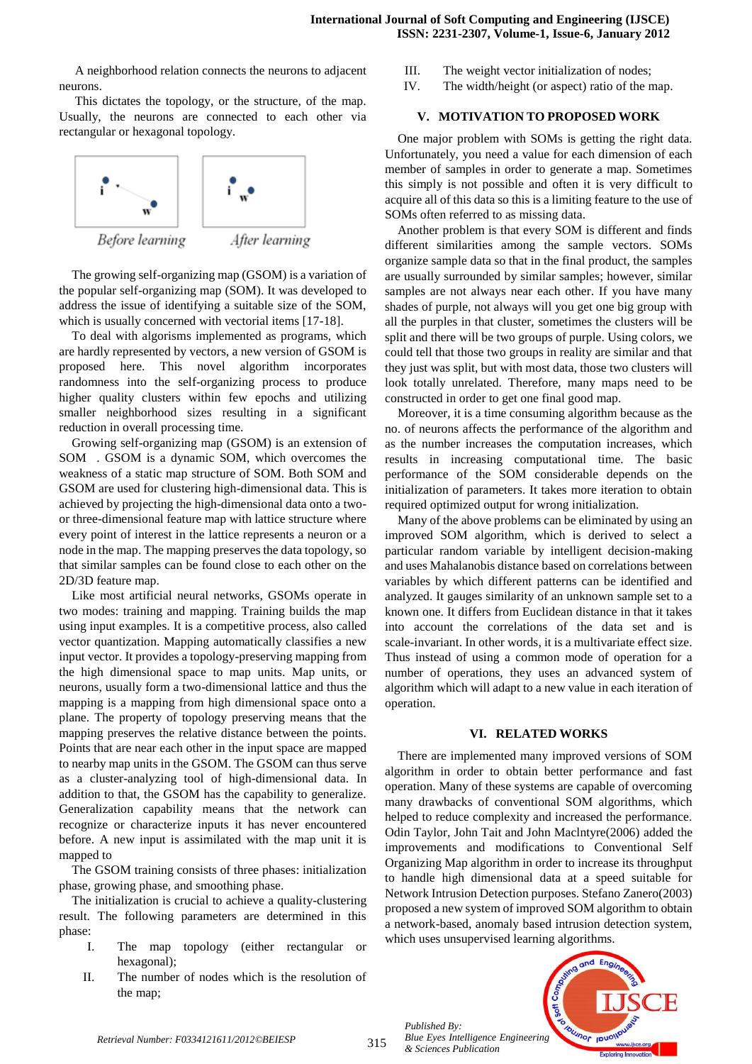A neighborhood relation connects the neurons to adjacent neurons.

This dictates the topology, or the structure, of the map. Usually, the neurons are connected to each other via rectangular or hexagonal topology.

*Before learning* *After learning*

The growing self-organizing map (GSOM) is a variation of the popular self-organizing map (SOM). It was developed to address the issue of identifying a suitable size of the SOM, which is usually concerned with vectorial items [17-18].

To deal with algorisms implemented as programs, which are hardly represented by vectors, a new version of GSOM is proposed here. This novel algorithm incorporates randomness into the self-organizing process to produce higher quality clusters within few epochs and utilizing smaller neighborhood sizes resulting in a significant reduction in overall processing time.

Growing self-organizing map (GSOM) is an extension of SOM . GSOM is a dynamic SOM, which overcomes the weakness of a static map structure of SOM. Both SOM and GSOM are used for clustering high-dimensional data. This is achieved by projecting the high-dimensional data onto a two- or three-dimensional feature map with lattice structure where every point of interest in the lattice represents a neuron or a node in the map. The mapping preserves the data topology, so that similar samples can be found close to each other on the 2D/3D feature map.

Like most artificial neural networks, GSOMs operate in two modes: training and mapping. Training builds the map using input examples. It is a competitive process, also called vector quantization. Mapping automatically classifies a new input vector. It provides a topology-preserving mapping from the high dimensional space to map units. Map units, or neurons, usually form a two-dimensional lattice and thus the mapping is a mapping from high dimensional space onto a plane. The property of topology preserving means that the mapping preserves the relative distance between the points. Points that are near each other in the input space are mapped to nearby map units in the GSOM. The GSOM can thus serve as a cluster-analyzing tool of high-dimensional data. In addition to that, the GSOM has the capability to generalize. Generalization capability means that the network can recognize or characterize inputs it has never encountered before. A new input is assimilated with the map unit it is mapped to

The GSOM training consists of three phases: initialization phase, growing phase, and smoothing phase.

The initialization is crucial to achieve a quality-clustering result. The following parameters are determined in this phase:

I. The map topology (either rectangular or hexagonal);
II. The number of nodes which is the resolution of the map;
III. The weight vector initialization of nodes;
IV. The width/height (or aspect) ratio of the map.

## V. MOTIVATION TO PROPOSED WORK

One major problem with SOMs is getting the right data. Unfortunately, you need a value for each dimension of each member of samples in order to generate a map. Sometimes this simply is not possible and often it is very difficult to acquire all of this data so this is a limiting feature to the use of SOMs often referred to as missing data.

Another problem is that every SOM is different and finds different similarities among the sample vectors. SOMs organize sample data so that in the final product, the samples are usually surrounded by similar samples; however, similar samples are not always near each other. If you have many shades of purple, not always will you get one big group with all the purples in that cluster, sometimes the clusters will be split and there will be two groups of purple. Using colors, we could tell that those two groups in reality are similar and that they just was split, but with most data, those two clusters will look totally unrelated. Therefore, many maps need to be constructed in order to get one final good map.

Moreover, it is a time consuming algorithm because as the no. of neurons affects the performance of the algorithm and as the number increases the computation increases, which results in increasing computational time. The basic performance of the SOM considerable depends on the initialization of parameters. It takes more iteration to obtain required optimized output for wrong initialization.

Many of the above problems can be eliminated by using an improved SOM algorithm, which is derived to select a particular random variable by intelligent decision-making and uses Mahalanobis distance based on correlations between variables by which different patterns can be identified and analyzed. It gauges similarity of an unknown sample set to a known one. It differs from Euclidean distance in that it takes into account the correlations of the data set and is scale-invariant. In other words, it is a multivariate effect size. Thus instead of using a common mode of operation for a number of operations, they uses an advanced system of algorithm which will adapt to a new value in each iteration of operation.

## VI. RELATED WORKS

There are implemented many improved versions of SOM algorithm in order to obtain better performance and fast operation. Many of these systems are capable of overcoming many drawbacks of conventional SOM algorithms, which helped to reduce complexity and increased the performance. Odin Taylor, John Tait and John MacIntyre(2006) added the improvements and modifications to Conventional Self Organizing Map algorithm in order to increase its throughput to handle high dimensional data at a speed suitable for Network Intrusion Detection purposes. Stefano Zanero(2003) proposed a new system of improved SOM algorithm to obtain a network-based, anomaly based intrusion detection system, which uses unsupervised learning algorithms.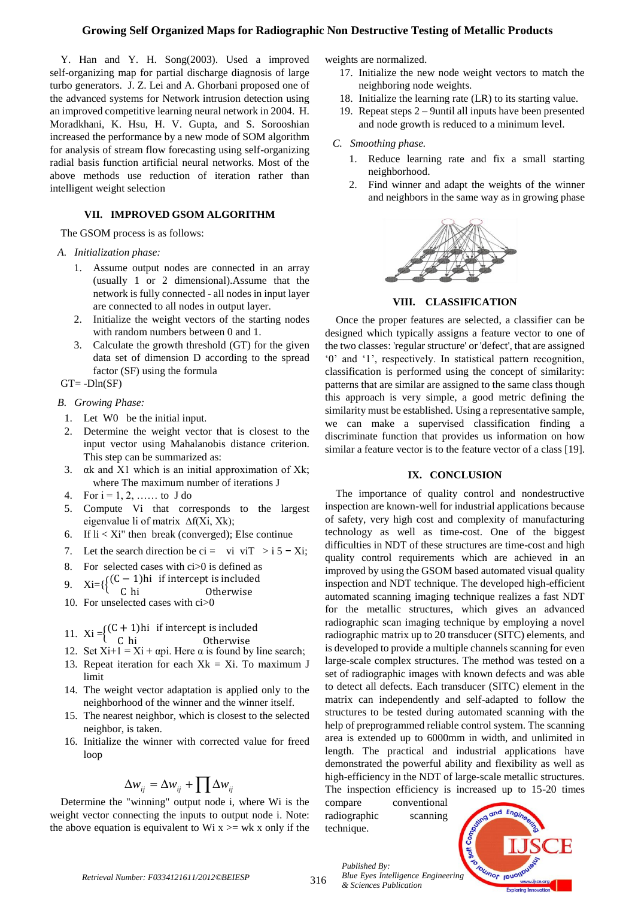Y. Han and Y. H. Song(2003). Used a improved self-organizing map for partial discharge diagnosis of large turbo generators. J. Z. Lei and A. Ghorbani proposed one of the advanced systems for Network intrusion detection using an improved competitive learning neural network in 2004. H. Moradkhani, K. Hsu, H. V. Gupta, and S. Sorooshian increased the performance by a new mode of SOM algorithm for analysis of stream flow forecasting using self-organizing radial basis function artificial neural networks. Most of the above methods use reduction of iteration rather than intelligent weight selection

## VII. IMPROVED GSOM ALGORITHM

The GSOM process is as follows:

### A. *Initialization phase:*

1. Assume output nodes are connected in an array (usually 1 or 2 dimensional).Assume that the network is fully connected - all nodes in input layer are connected to all nodes in output layer.
2. Initialize the weight vectors of the starting nodes with random numbers between 0 and 1.
3. Calculate the growth threshold (GT) for the given data set of dimension D according to the spread factor (SF) using the formula

GT= -Dln(SF)

### B. *Growing Phase:*

1. Let W0 be the initial input.
2. Determine the weight vector that is closest to the input vector using Mahalanobis distance criterion. This step can be summarized as:
3. αk and X1 which is an initial approximation of Xk; where The maximum number of iterations J
4. For i = 1, 2, …… to J do
5. Compute Vi that corresponds to the largest eigenvalue li of matrix Δf(Xi, Xk);
6. If li < Xi" then break (converged); Else continue
7. Let the search direction be ci = vi viT > i 5 − Xi;
8. For selected cases with ci>0 is defined as
9. Xi={ (C − 1)hi if intercept is included; C hi Otherwise
10. For unselected cases with ci>0
11. Xi ={ (C + 1)hi if intercept is included; C hi Otherwise
12. Set Xi+1 = Xi + αpi. Here α is found by line search;
13. Repeat iteration for each Xk = Xi. To maximum J limit
14. The weight vector adaptation is applied only to the neighborhood of the winner and the winner itself.
15. The nearest neighbor, which is closest to the selected neighbor, is taken.
16. Initialize the winner with corrected value for freed loop

$$\Delta w_{ij} = \Delta w_{ij} + \prod \Delta w_{ij}$$

Determine the "winning" output node i, where Wi is the weight vector connecting the inputs to output node i. Note: the above equation is equivalent to Wi x >= wk x only if the weights are normalized.

17. Initialize the new node weight vectors to match the neighboring node weights.
18. Initialize the learning rate (LR) to its starting value.
19. Repeat steps 2 – 9until all inputs have been presented and node growth is reduced to a minimum level.

### C. *Smoothing phase.*

1. Reduce learning rate and fix a small starting neighborhood.
2. Find winner and adapt the weights of the winner and neighbors in the same way as in growing phase

## VIII. CLASSIFICATION

Once the proper features are selected, a classifier can be designed which typically assigns a feature vector to one of the two classes: 'regular structure' or 'defect', that are assigned '0' and '1', respectively. In statistical pattern recognition, classification is performed using the concept of similarity: patterns that are similar are assigned to the same class though this approach is very simple, a good metric defining the similarity must be established. Using a representative sample, we can make a supervised classification finding a discriminate function that provides us information on how similar a feature vector is to the feature vector of a class [19].

## IX. CONCLUSION

The importance of quality control and nondestructive inspection are known-well for industrial applications because of safety, very high cost and complexity of manufacturing technology as well as time-cost. One of the biggest difficulties in NDT of these structures are time-cost and high quality control requirements which are achieved in an improved by using the GSOM based automated visual quality inspection and NDT technique. The developed high-efficient automated scanning imaging technique realizes a fast NDT for the metallic structures, which gives an advanced radiographic scan imaging technique by employing a novel radiographic matrix up to 20 transducer (SITC) elements, and is developed to provide a multiple channels scanning for even large-scale complex structures. The method was tested on a set of radiographic images with known defects and was able to detect all defects. Each transducer (SITC) element in the matrix can independently and self-adapted to follow the structures to be tested during automated scanning with the help of preprogrammed reliable control system. The scanning area is extended up to 6000mm in width, and unlimited in length. The practical and industrial applications have demonstrated the powerful ability and flexibility as well as high-efficiency in the NDT of large-scale metallic structures. The inspection efficiency is increased up to 15-20 times compare conventional radiographic scanning technique.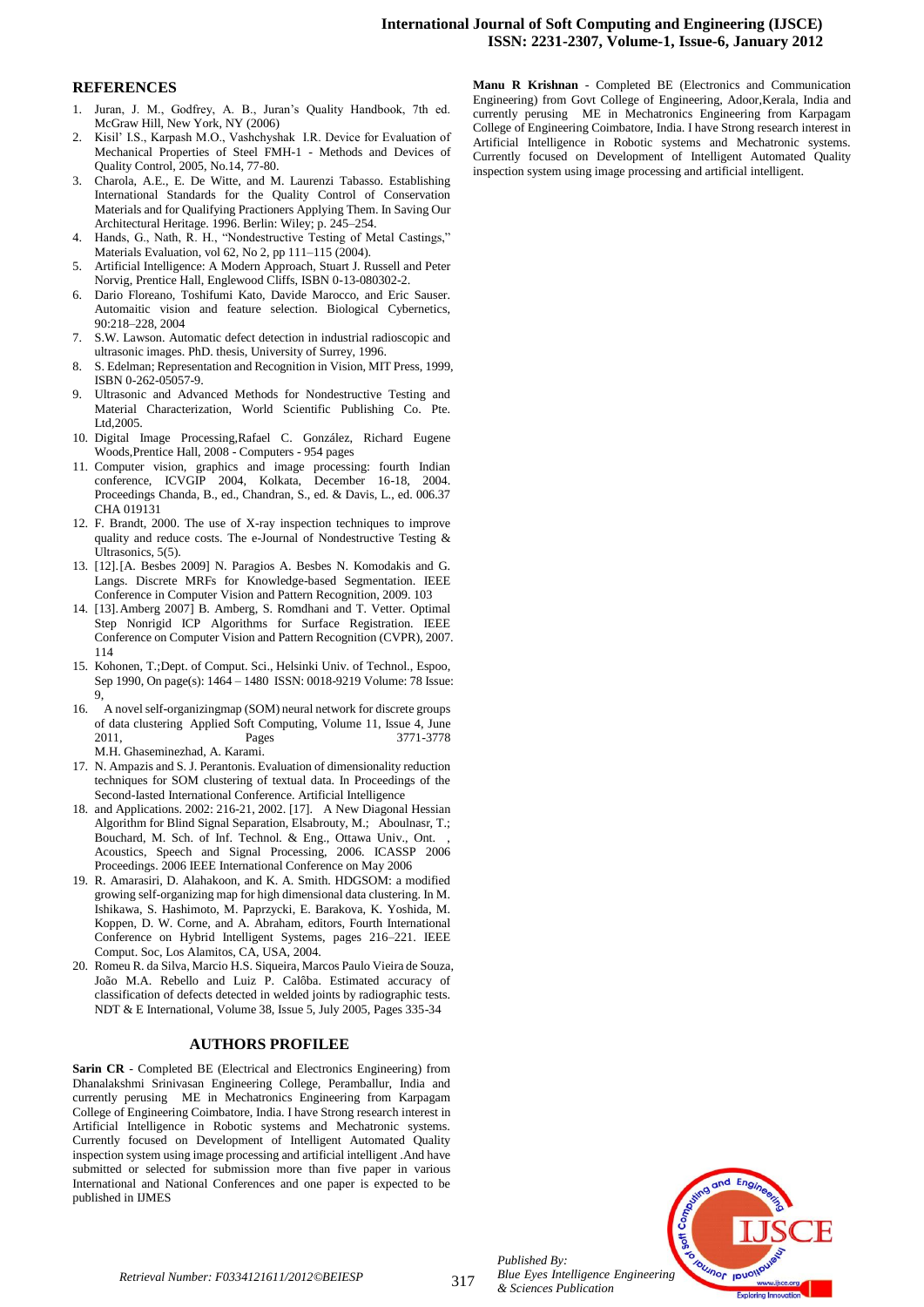## REFERENCES

1. Juran, J. M., Godfrey, A. B., Juran's Quality Handbook, 7th ed. McGraw Hill, New York, NY (2006)
2. Kisil' I.S., Karpash M.O., Vashchyshak I.R. Device for Evaluation of Mechanical Properties of Steel FMH-1 - Methods and Devices of Quality Control, 2005, No.14, 77-80.
3. Charola, A.E., E. De Witte, and M. Laurenzi Tabasso. Establishing International Standards for the Quality Control of Conservation Materials and for Qualifying Practioners Applying Them. In Saving Our Architectural Heritage. 1996. Berlin: Wiley; p. 245–254.
4. Hands, G., Nath, R. H., "Nondestructive Testing of Metal Castings," Materials Evaluation, vol 62, No 2, pp 111–115 (2004).
5. Artificial Intelligence: A Modern Approach, Stuart J. Russell and Peter Norvig, Prentice Hall, Englewood Cliffs, ISBN 0-13-080302-2.
6. Dario Floreano, Toshifumi Kato, Davide Marocco, and Eric Sauser. Automaitic vision and feature selection. Biological Cybernetics, 90:218–228, 2004
7. S.W. Lawson. Automatic defect detection in industrial radioscopic and ultrasonic images. PhD. thesis, University of Surrey, 1996.
8. S. Edelman; Representation and Recognition in Vision, MIT Press, 1999, ISBN 0-262-05057-9.
9. Ultrasonic and Advanced Methods for Nondestructive Testing and Material Characterization, World Scientific Publishing Co. Pte. Ltd,2005.
10. Digital Image Processing,Rafael C. González, Richard Eugene Woods,Prentice Hall, 2008 - Computers - 954 pages
11. Computer vision, graphics and image processing: fourth Indian conference, ICVGIP 2004, Kolkata, December 16-18, 2004. Proceedings Chanda, B., ed., Chandran, S., ed. & Davis, L., ed. 006.37 CHA 019131
12. F. Brandt, 2000. The use of X-ray inspection techniques to improve quality and reduce costs. The e-Journal of Nondestructive Testing & Ultrasonics, 5(5).
13. [12].[A. Besbes 2009] N. Paragios A. Besbes N. Komodakis and G. Langs. Discrete MRFs for Knowledge-based Segmentation. IEEE Conference in Computer Vision and Pattern Recognition, 2009. 103
14. [13].Amberg 2007] B. Amberg, S. Romdhani and T. Vetter. Optimal Step Nonrigid ICP Algorithms for Surface Registration. IEEE Conference on Computer Vision and Pattern Recognition (CVPR), 2007. 114
15. Kohonen, T.;Dept. of Comput. Sci., Helsinki Univ. of Technol., Espoo, Sep 1990, On page(s): 1464 – 1480 ISSN: 0018-9219 Volume: 78 Issue: 9,
16. A novel self-organizingmap (SOM) neural network for discrete groups of data clustering Applied Soft Computing, Volume 11, Issue 4, June 2011, Pages 3771-3778 M.H. Ghaseminezhad, A. Karami.
17. N. Ampazis and S. J. Perantonis. Evaluation of dimensionality reduction techniques for SOM clustering of textual data. In Proceedings of the Second-Iasted International Conference. Artificial Intelligence
18. and Applications. 2002: 216-21, 2002. [17]. A New Diagonal Hessian Algorithm for Blind Signal Separation, Elsabrouty, M.; Aboulnasr, T.; Bouchard, M. Sch. of Inf. Technol. & Eng., Ottawa Univ., Ont. , Acoustics, Speech and Signal Processing, 2006. ICASSP 2006 Proceedings. 2006 IEEE International Conference on May 2006
19. R. Amarasiri, D. Alahakoon, and K. A. Smith. HDGSOM: a modified growing self-organizing map for high dimensional data clustering. In M. Ishikawa, S. Hashimoto, M. Paprzycki, E. Barakova, K. Yoshida, M. Koppen, D. W. Corne, and A. Abraham, editors, Fourth International Conference on Hybrid Intelligent Systems, pages 216–221. IEEE Comput. Soc, Los Alamitos, CA, USA, 2004.
20. Romeu R. da Silva, Marcio H.S. Siqueira, Marcos Paulo Vieira de Souza, João M.A. Rebello and Luiz P. Calôba. Estimated accuracy of classification of defects detected in welded joints by radiographic tests. NDT & E International, Volume 38, Issue 5, July 2005, Pages 335-34

## AUTHORS PROFILEE

**Sarin CR** - Completed BE (Electrical and Electronics Engineering) from Dhanalakshmi Srinivasan Engineering College, Peramballur, India and currently perusing ME in Mechatronics Engineering from Karpagam College of Engineering Coimbatore, India. I have Strong research interest in Artificial Intelligence in Robotic systems and Mechatronic systems. Currently focused on Development of Intelligent Automated Quality inspection system using image processing and artificial intelligent .And have submitted or selected for submission more than five paper in various International and National Conferences and one paper is expected to be published in IJMES

**Manu R Krishnan** - Completed BE (Electronics and Communication Engineering) from Govt College of Engineering, Adoor,Kerala, India and currently perusing ME in Mechatronics Engineering from Karpagam College of Engineering Coimbatore, India. I have Strong research interest in Artificial Intelligence in Robotic systems and Mechatronic systems. Currently focused on Development of Intelligent Automated Quality inspection system using image processing and artificial intelligent.